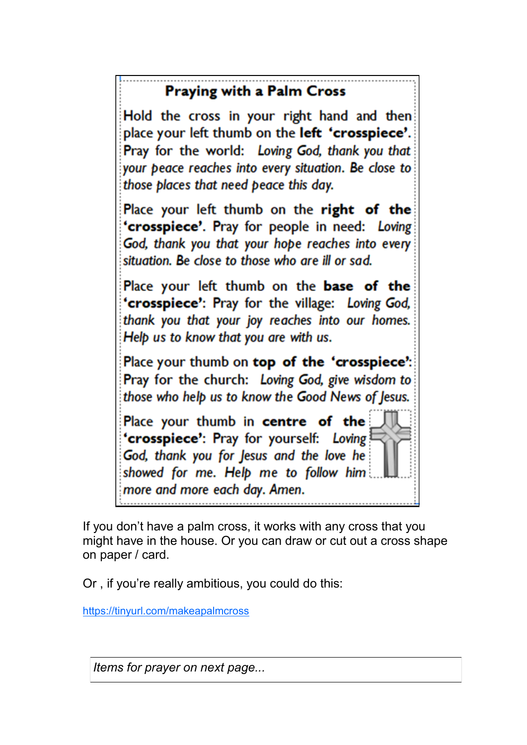## Praying with a Palm Cross

Hold the cross in your right hand and then place your left thumb on the **left 'crosspiece'**. Pray for the world: *Loving God, thank you that your peace reaches into every situation. Be close to those places that need peace this day.*

Place your left thumb on the **right of the 'crosspiece'**. Pray for people in need: *Loving God, thank you that your hope reaches into every situation. Be close to those who are ill or sad.*

Place your left thumb on the **base of the 'crosspiece'**: Pray for the village: *Loving God, thank you that your joy reaches into our homes. Help us to know that you are with us.*

Place your thumb on **top of the 'crosspiece'**: Pray for the church: *Loving God, give wisdom to those who help us to know the Good News of Jesus.*

Place your thumb in **centre of the 'crosspiece'**: Pray for yourself: *Loving God, thank you for Jesus and the love he showed for me. Help me to follow him more and more each day. Amen.*

If you don't have a palm cross, it works with any cross that you might have in the house. Or you can draw or cut out a cross shape on paper / card.

Or , if you're really ambitious, you could do this:

https://tinyurl.com/makeapalmcross

*Items for prayer on next page...*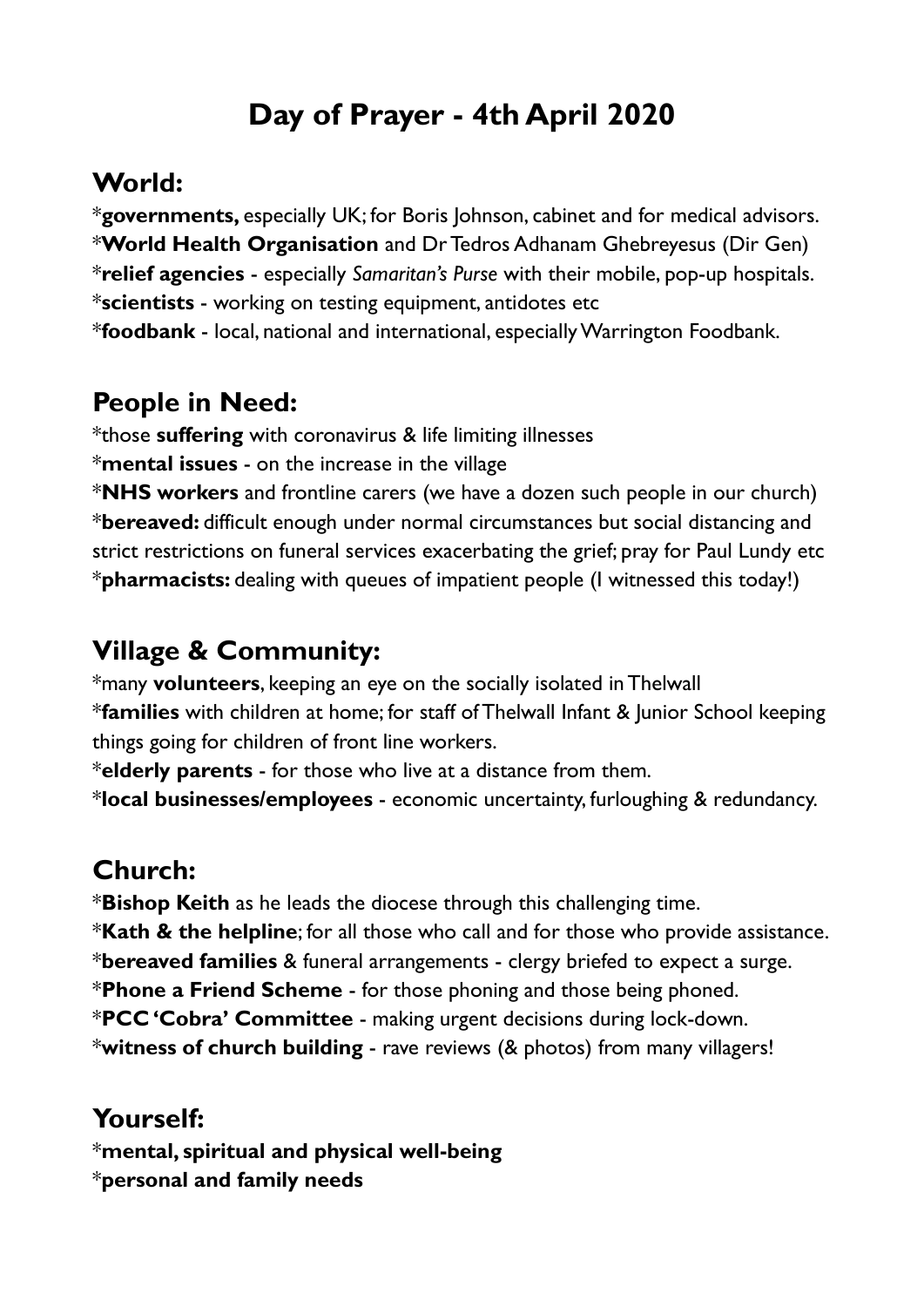# Day of Prayer - 4th April 2020

## World:

*__governments,__ especially UK; for Boris Johnson, cabinet and for medical advisors.
*__World Health Organisation__ and Dr Tedros Adhanam Ghebreyesus (Dir Gen)
*__relief agencies__ - especially *Samaritan's Purse* with their mobile, pop-up hospitals.
*__scientists__ - working on testing equipment, antidotes etc
*__foodbank__ - local, national and international, especially Warrington Foodbank.

## People in Need:

*those __suffering__ with coronavirus & life limiting illnesses
*__mental issues__ - on the increase in the village
*__NHS workers__ and frontline carers (we have a dozen such people in our church)
*__bereaved:__ difficult enough under normal circumstances but social distancing and strict restrictions on funeral services exacerbating the grief; pray for Paul Lundy etc
*__pharmacists:__ dealing with queues of impatient people (I witnessed this today!)

## Village & Community:

*many __volunteers__, keeping an eye on the socially isolated in Thelwall
*__families__ with children at home; for staff of Thelwall Infant & Junior School keeping things going for children of front line workers.
*__elderly parents__ - for those who live at a distance from them.
*__local businesses/employees__ - economic uncertainty, furloughing & redundancy.

## Church:

*__Bishop Keith__ as he leads the diocese through this challenging time.
*__Kath & the helpline__; for all those who call and for those who provide assistance.
*__bereaved families__ & funeral arrangements - clergy briefed to expect a surge.
*__Phone a Friend Scheme__ - for those phoning and those being phoned.
*__PCC 'Cobra' Committee__ - making urgent decisions during lock-down.
*__witness of church building__ - rave reviews (& photos) from many villagers!

## Yourself:

*__mental, spiritual and physical well-being__
*__personal and family needs__